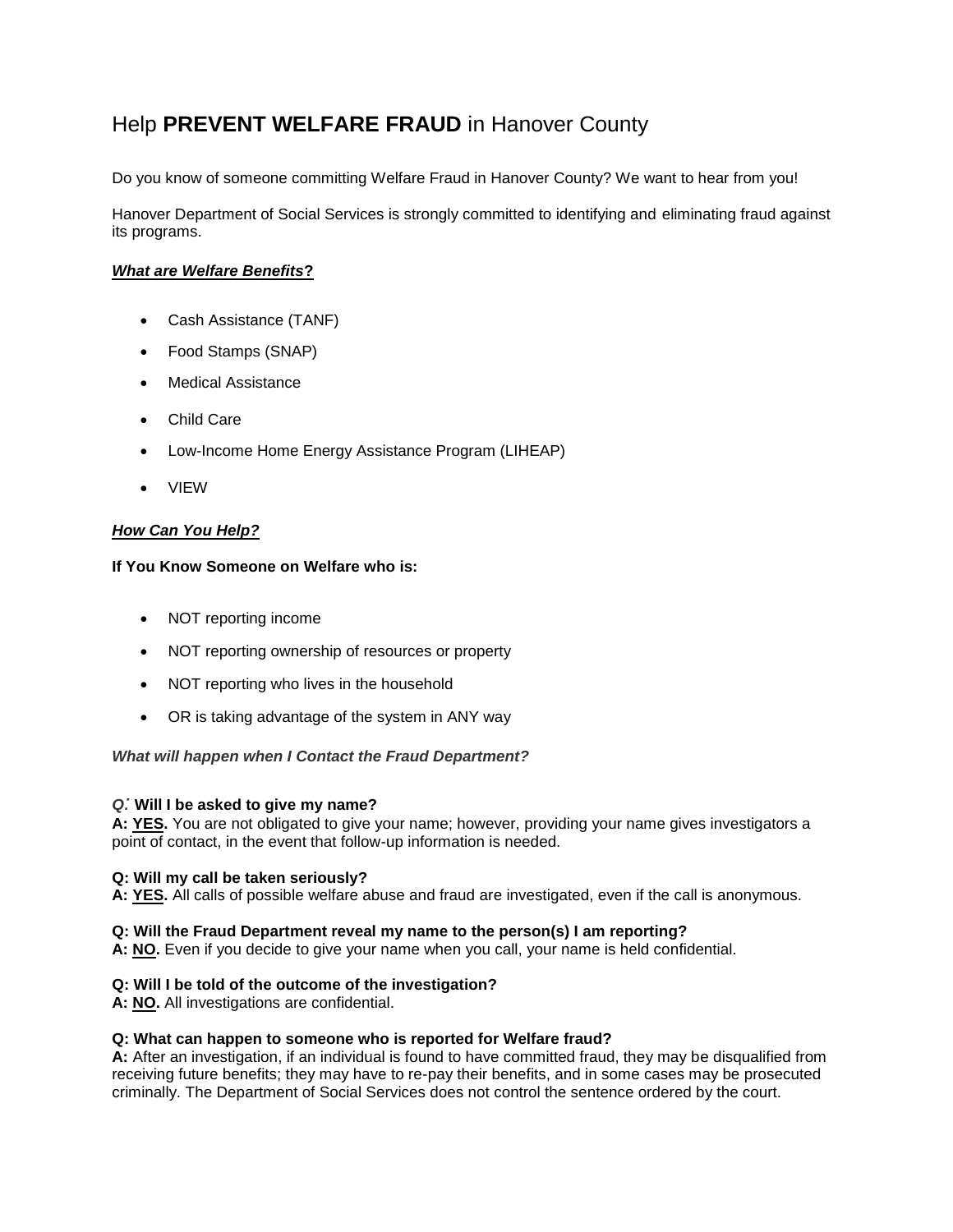# Help **PREVENT WELFARE FRAUD** in Hanover County

Do you know of someone committing Welfare Fraud in Hanover County? We want to hear from you!

Hanover Department of Social Services is strongly committed to identifying and eliminating fraud against its programs.

***What are Welfare Benefits*?**

- Cash Assistance (TANF)
- Food Stamps (SNAP)
- Medical Assistance
- Child Care
- Low-Income Home Energy Assistance Program (LIHEAP)
- VIEW

***How Can You Help?***

**If You Know Someone on Welfare who is:**

- NOT reporting income
- NOT reporting ownership of resources or property
- NOT reporting who lives in the household
- OR is taking advantage of the system in ANY way

***What will happen when I Contact the Fraud Department?***

***Q:* Will I be asked to give my name?**
**A: YES.** You are not obligated to give your name; however, providing your name gives investigators a point of contact, in the event that follow-up information is needed.

**Q: Will my call be taken seriously?**
**A: YES.** All calls of possible welfare abuse and fraud are investigated, even if the call is anonymous.

**Q: Will the Fraud Department reveal my name to the person(s) I am reporting?**
**A: NO.** Even if you decide to give your name when you call, your name is held confidential.

**Q: Will I be told of the outcome of the investigation?**
**A: NO.** All investigations are confidential.

**Q: What can happen to someone who is reported for Welfare fraud?**
**A:** After an investigation, if an individual is found to have committed fraud, they may be disqualified from receiving future benefits; they may have to re-pay their benefits, and in some cases may be prosecuted criminally. The Department of Social Services does not control the sentence ordered by the court.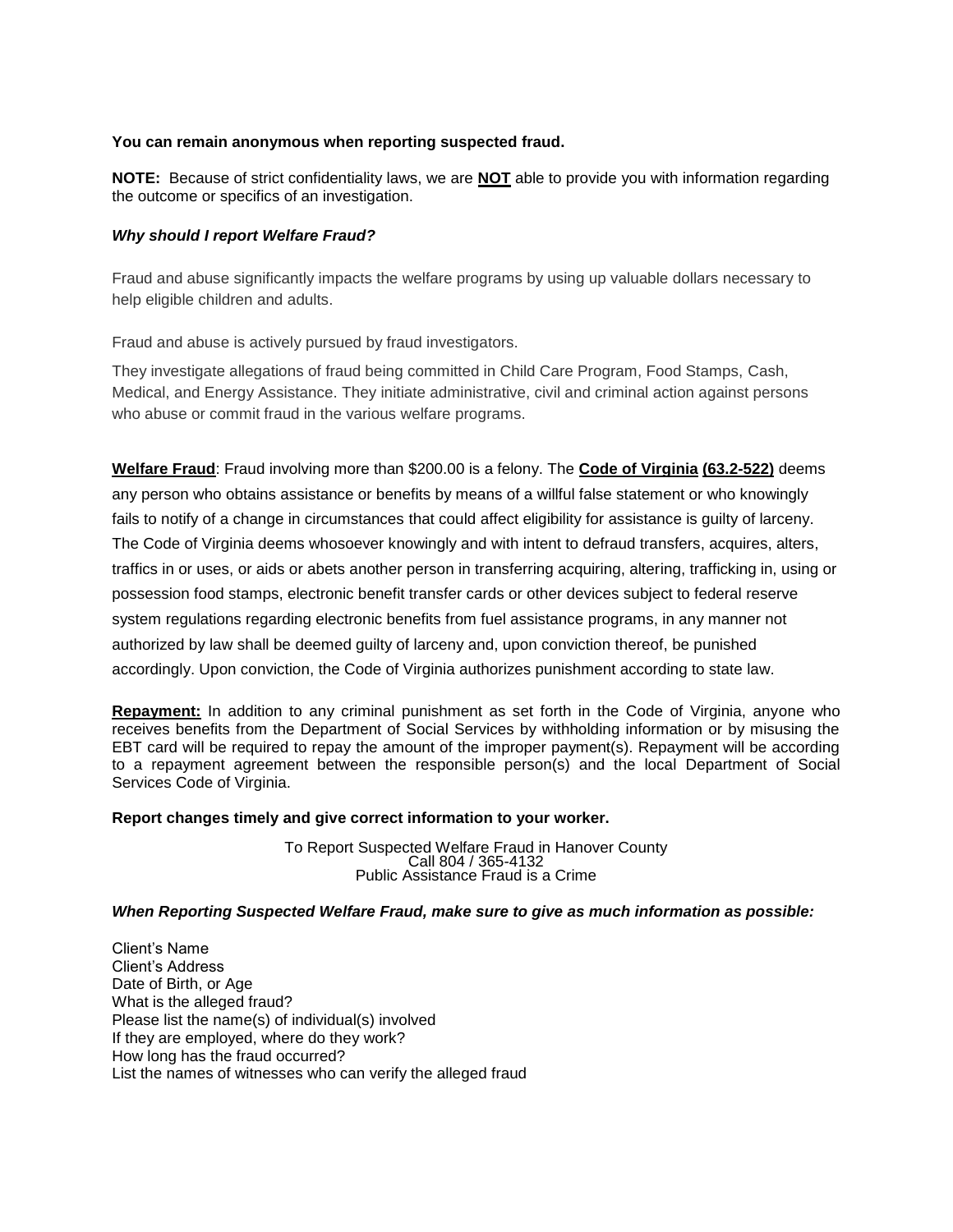**You can remain anonymous when reporting suspected fraud.**

**NOTE:** Because of strict confidentiality laws, we are **NOT** able to provide you with information regarding the outcome or specifics of an investigation.

***Why should I report Welfare Fraud?***

Fraud and abuse significantly impacts the welfare programs by using up valuable dollars necessary to help eligible children and adults.

Fraud and abuse is actively pursued by fraud investigators.

They investigate allegations of fraud being committed in Child Care Program, Food Stamps, Cash, Medical, and Energy Assistance. They initiate administrative, civil and criminal action against persons who abuse or commit fraud in the various welfare programs.

**Welfare Fraud**: Fraud involving more than $200.00 is a felony. The **Code of Virginia** **(63.2-522)** deems any person who obtains assistance or benefits by means of a willful false statement or who knowingly fails to notify of a change in circumstances that could affect eligibility for assistance is guilty of larceny. The Code of Virginia deems whosoever knowingly and with intent to defraud transfers, acquires, alters, traffics in or uses, or aids or abets another person in transferring acquiring, altering, trafficking in, using or possession food stamps, electronic benefit transfer cards or other devices subject to federal reserve system regulations regarding electronic benefits from fuel assistance programs, in any manner not authorized by law shall be deemed guilty of larceny and, upon conviction thereof, be punished accordingly. Upon conviction, the Code of Virginia authorizes punishment according to state law.

**Repayment:** In addition to any criminal punishment as set forth in the Code of Virginia, anyone who receives benefits from the Department of Social Services by withholding information or by misusing the EBT card will be required to repay the amount of the improper payment(s). Repayment will be according to a repayment agreement between the responsible person(s) and the local Department of Social Services Code of Virginia.

**Report changes timely and give correct information to your worker.**

To Report Suspected Welfare Fraud in Hanover County
Call 804 / 365-4132
Public Assistance Fraud is a Crime

***When Reporting Suspected Welfare Fraud, make sure to give as much information as possible:***

Client's Name
Client's Address
Date of Birth, or Age
What is the alleged fraud?
Please list the name(s) of individual(s) involved
If they are employed, where do they work?
How long has the fraud occurred?
List the names of witnesses who can verify the alleged fraud